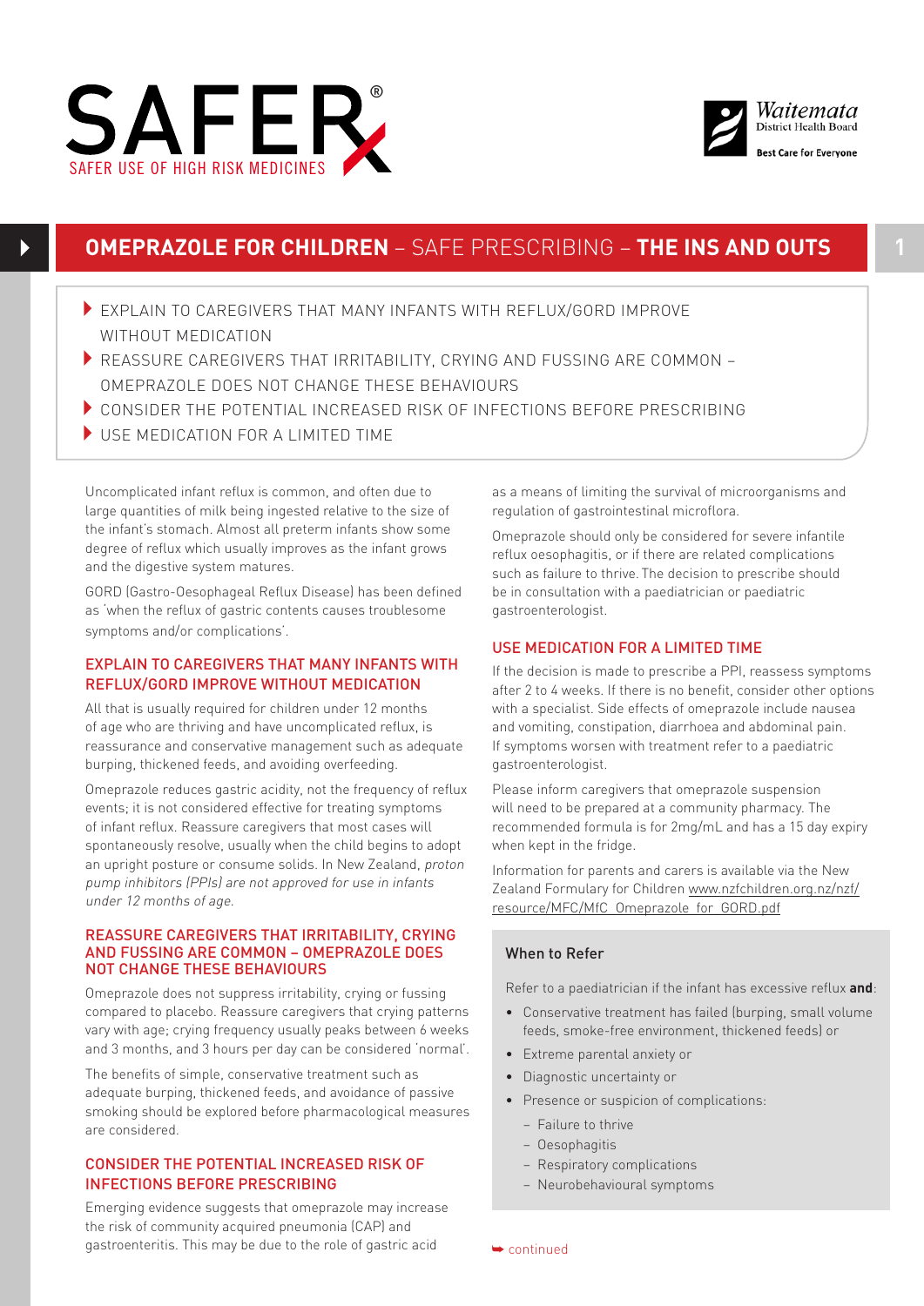SAFER®

SAFER USE OF HIGH RISK MEDICINES

Waitemata District Health Board

Best Care for Everyone

# OMEPRAZOLE FOR CHILDREN – SAFE PRESCRIBING – THE INS AND OUTS

- EXPLAIN TO CAREGIVERS THAT MANY INFANTS WITH REFLUX/GORD IMPROVE WITHOUT MEDICATION
- REASSURE CAREGIVERS THAT IRRITABILITY, CRYING AND FUSSING ARE COMMON – OMEPRAZOLE DOES NOT CHANGE THESE BEHAVIOURS
- CONSIDER THE POTENTIAL INCREASED RISK OF INFECTIONS BEFORE PRESCRIBING
- USE MEDICATION FOR A LIMITED TIME

Uncomplicated infant reflux is common, and often due to large quantities of milk being ingested relative to the size of the infant's stomach. Almost all preterm infants show some degree of reflux which usually improves as the infant grows and the digestive system matures.

GORD (Gastro-Oesophageal Reflux Disease) has been defined as 'when the reflux of gastric contents causes troublesome symptoms and/or complications'.

## EXPLAIN TO CAREGIVERS THAT MANY INFANTS WITH REFLUX/GORD IMPROVE WITHOUT MEDICATION

All that is usually required for children under 12 months of age who are thriving and have uncomplicated reflux, is reassurance and conservative management such as adequate burping, thickened feeds, and avoiding overfeeding.

Omeprazole reduces gastric acidity, not the frequency of reflux events; it is not considered effective for treating symptoms of infant reflux. Reassure caregivers that most cases will spontaneously resolve, usually when the child begins to adopt an upright posture or consume solids. In New Zealand, *proton pump inhibitors (PPIs) are not approved for use in infants under 12 months of age.*

## REASSURE CAREGIVERS THAT IRRITABILITY, CRYING AND FUSSING ARE COMMON – OMEPRAZOLE DOES NOT CHANGE THESE BEHAVIOURS

Omeprazole does not suppress irritability, crying or fussing compared to placebo. Reassure caregivers that crying patterns vary with age; crying frequency usually peaks between 6 weeks and 3 months, and 3 hours per day can be considered 'normal'.

The benefits of simple, conservative treatment such as adequate burping, thickened feeds, and avoidance of passive smoking should be explored before pharmacological measures are considered.

## CONSIDER THE POTENTIAL INCREASED RISK OF INFECTIONS BEFORE PRESCRIBING

Emerging evidence suggests that omeprazole may increase the risk of community acquired pneumonia (CAP) and gastroenteritis. This may be due to the role of gastric acid as a means of limiting the survival of microorganisms and regulation of gastrointestinal microflora.

Omeprazole should only be considered for severe infantile reflux oesophagitis, or if there are related complications such as failure to thrive. The decision to prescribe should be in consultation with a paediatrician or paediatric gastroenterologist.

## USE MEDICATION FOR A LIMITED TIME

If the decision is made to prescribe a PPI, reassess symptoms after 2 to 4 weeks. If there is no benefit, consider other options with a specialist. Side effects of omeprazole include nausea and vomiting, constipation, diarrhoea and abdominal pain. If symptoms worsen with treatment refer to a paediatric gastroenterologist.

Please inform caregivers that omeprazole suspension will need to be prepared at a community pharmacy. The recommended formula is for 2mg/mL and has a 15 day expiry when kept in the fridge.

Information for parents and carers is available via the New Zealand Formulary for Children www.nzfchildren.org.nz/nzf/resource/MFC/MfC_Omeprazole_for_GORD.pdf

### When to Refer

Refer to a paediatrician if the infant has excessive reflux **and**:

- Conservative treatment has failed (burping, small volume feeds, smoke-free environment, thickened feeds) or
- Extreme parental anxiety or
- Diagnostic uncertainty or
- Presence or suspicion of complications:
  - Failure to thrive
  - Oesophagitis
  - Respiratory complications
  - Neurobehavioural symptoms

continued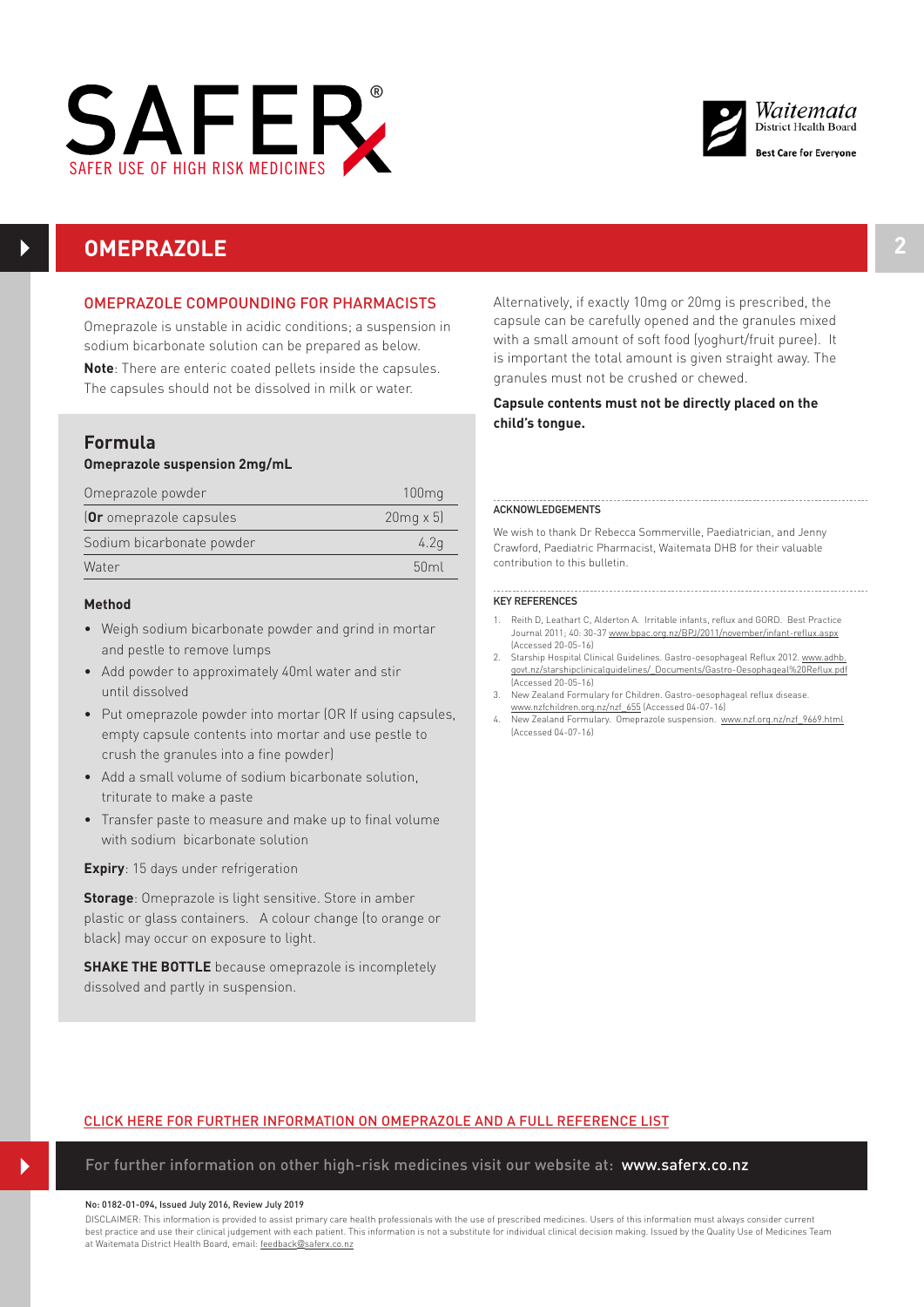# SAFER

SAFER USE OF HIGH RISK MEDICINES

Waitemata District Health Board

Best Care for Everyone

## OMEPRAZOLE

### OMEPRAZOLE COMPOUNDING FOR PHARMACISTS

Omeprazole is unstable in acidic conditions; a suspension in sodium bicarbonate solution can be prepared as below.

**Note**: There are enteric coated pellets inside the capsules. The capsules should not be dissolved in milk or water.

### Formula

**Omeprazole suspension 2mg/mL**

| | |
|---|---|
| Omeprazole powder | 100mg |
| (**Or** omeprazole capsules | 20mg x 5) |
| Sodium bicarbonate powder | 4.2g |
| Water | 50ml |

#### Method

- Weigh sodium bicarbonate powder and grind in mortar and pestle to remove lumps
- Add powder to approximately 40ml water and stir until dissolved
- Put omeprazole powder into mortar (OR If using capsules, empty capsule contents into mortar and use pestle to crush the granules into a fine powder)
- Add a small volume of sodium bicarbonate solution, triturate to make a paste
- Transfer paste to measure and make up to final volume with sodium bicarbonate solution

**Expiry**: 15 days under refrigeration

**Storage**: Omeprazole is light sensitive. Store in amber plastic or glass containers. A colour change (to orange or black) may occur on exposure to light.

**SHAKE THE BOTTLE** because omeprazole is incompletely dissolved and partly in suspension.

Alternatively, if exactly 10mg or 20mg is prescribed, the capsule can be carefully opened and the granules mixed with a small amount of soft food (yoghurt/fruit puree). It is important the total amount is given straight away. The granules must not be crushed or chewed.

**Capsule contents must not be directly placed on the child's tongue.**

#### ACKNOWLEDGEMENTS

We wish to thank Dr Rebecca Sommerville, Paediatrician, and Jenny Crawford, Paediatric Pharmacist, Waitemata DHB for their valuable contribution to this bulletin.

#### KEY REFERENCES

1. Reith D, Leathart C, Alderton A. Irritable infants, reflux and GORD. Best Practice Journal 2011; 40: 30-37 www.bpac.org.nz/BPJ/2011/november/infant-reflux.aspx (Accessed 20-05-16)
2. Starship Hospital Clinical Guidelines. Gastro-oesophageal Reflux 2012. www.adhb.govt.nz/starshipclinicalguidelines/_Documents/Gastro-Oesophageal%20Reflux.pdf (Accessed 20-05-16)
3. New Zealand Formulary for Children. Gastro-oesophageal reflux disease. www.nzfchildren.org.nz/nzf_655 (Accessed 04-07-16)
4. New Zealand Formulary. Omeprazole suspension. www.nzf.org.nz/nzf_9669.html (Accessed 04-07-16)

CLICK HERE FOR FURTHER INFORMATION ON OMEPRAZOLE AND A FULL REFERENCE LIST

For further information on other high-risk medicines visit our website at: www.saferx.co.nz

No: 0182-01-094, Issued July 2016, Review July 2019

DISCLAIMER: This information is provided to assist primary care health professionals with the use of prescribed medicines. Users of this information must always consider current best practice and use their clinical judgement with each patient. This information is not a substitute for individual clinical decision making. Issued by the Quality Use of Medicines Team at Waitemata District Health Board, email: feedback@saferx.co.nz